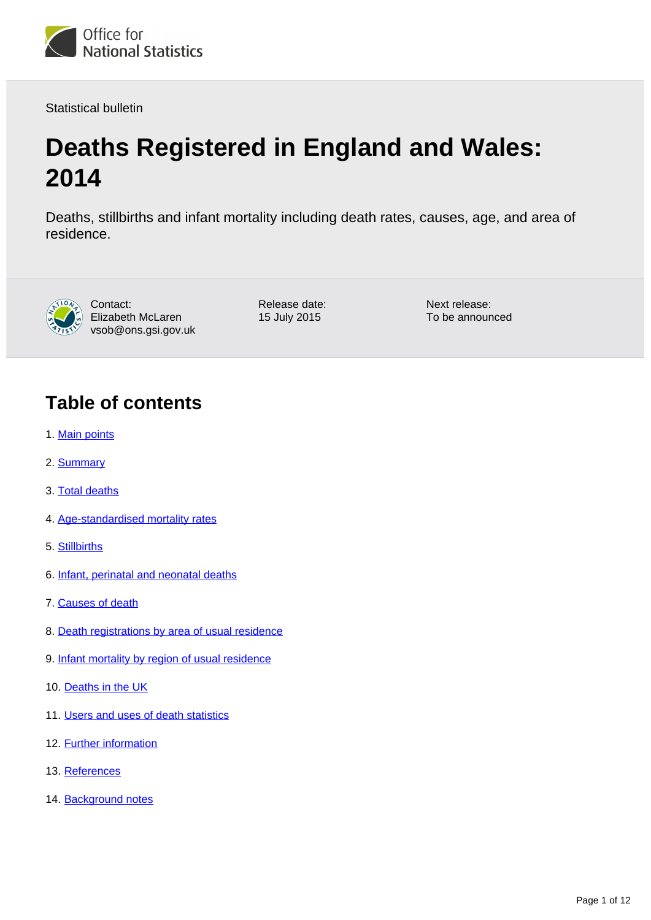Office for National Statistics

Statistical bulletin

# Deaths Registered in England and Wales: 2014

Deaths, stillbirths and infant mortality including death rates, causes, age, and area of residence.

Contact:
Elizabeth McLaren
vsob@ons.gsi.gov.uk

Release date:
15 July 2015

Next release:
To be announced

## Table of contents

1. Main points
2. Summary
3. Total deaths
4. Age-standardised mortality rates
5. Stillbirths
6. Infant, perinatal and neonatal deaths
7. Causes of death
8. Death registrations by area of usual residence
9. Infant mortality by region of usual residence
10. Deaths in the UK
11. Users and uses of death statistics
12. Further information
13. References
14. Background notes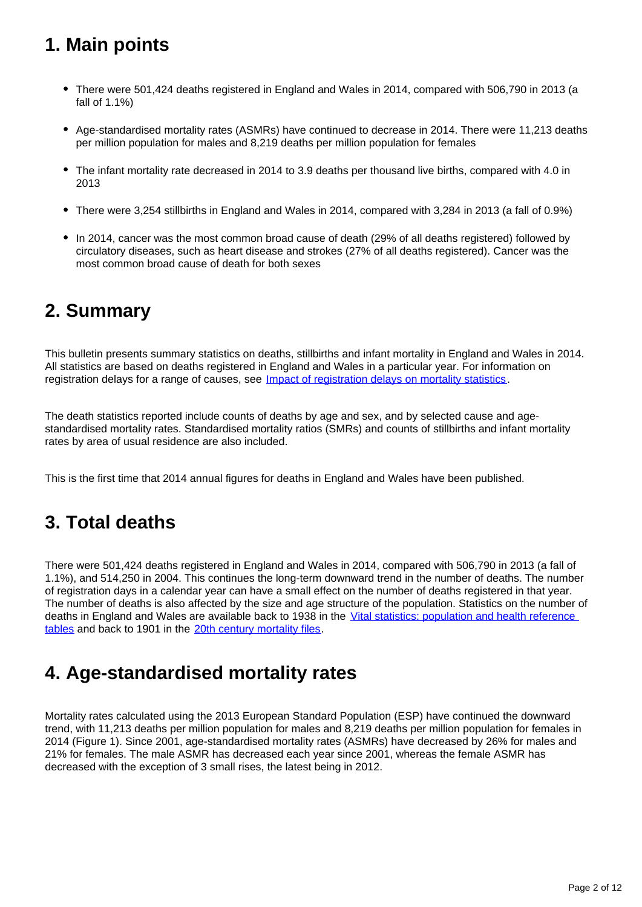## 1. Main points

- There were 501,424 deaths registered in England and Wales in 2014, compared with 506,790 in 2013 (a fall of 1.1%)
- Age-standardised mortality rates (ASMRs) have continued to decrease in 2014. There were 11,213 deaths per million population for males and 8,219 deaths per million population for females
- The infant mortality rate decreased in 2014 to 3.9 deaths per thousand live births, compared with 4.0 in 2013
- There were 3,254 stillbirths in England and Wales in 2014, compared with 3,284 in 2013 (a fall of 0.9%)
- In 2014, cancer was the most common broad cause of death (29% of all deaths registered) followed by circulatory diseases, such as heart disease and strokes (27% of all deaths registered). Cancer was the most common broad cause of death for both sexes

## 2. Summary

This bulletin presents summary statistics on deaths, stillbirths and infant mortality in England and Wales in 2014. All statistics are based on deaths registered in England and Wales in a particular year. For information on registration delays for a range of causes, see [Impact of registration delays on mortality statistics](#).

The death statistics reported include counts of deaths by age and sex, and by selected cause and age-standardised mortality rates. Standardised mortality ratios (SMRs) and counts of stillbirths and infant mortality rates by area of usual residence are also included.

This is the first time that 2014 annual figures for deaths in England and Wales have been published.

## 3. Total deaths

There were 501,424 deaths registered in England and Wales in 2014, compared with 506,790 in 2013 (a fall of 1.1%), and 514,250 in 2004. This continues the long-term downward trend in the number of deaths. The number of registration days in a calendar year can have a small effect on the number of deaths registered in that year. The number of deaths is also affected by the size and age structure of the population. Statistics on the number of deaths in England and Wales are available back to 1938 in the [Vital statistics: population and health reference tables](#) and back to 1901 in the [20th century mortality files](#).

## 4. Age-standardised mortality rates

Mortality rates calculated using the 2013 European Standard Population (ESP) have continued the downward trend, with 11,213 deaths per million population for males and 8,219 deaths per million population for females in 2014 (Figure 1). Since 2001, age-standardised mortality rates (ASMRs) have decreased by 26% for males and 21% for females. The male ASMR has decreased each year since 2001, whereas the female ASMR has decreased with the exception of 3 small rises, the latest being in 2012.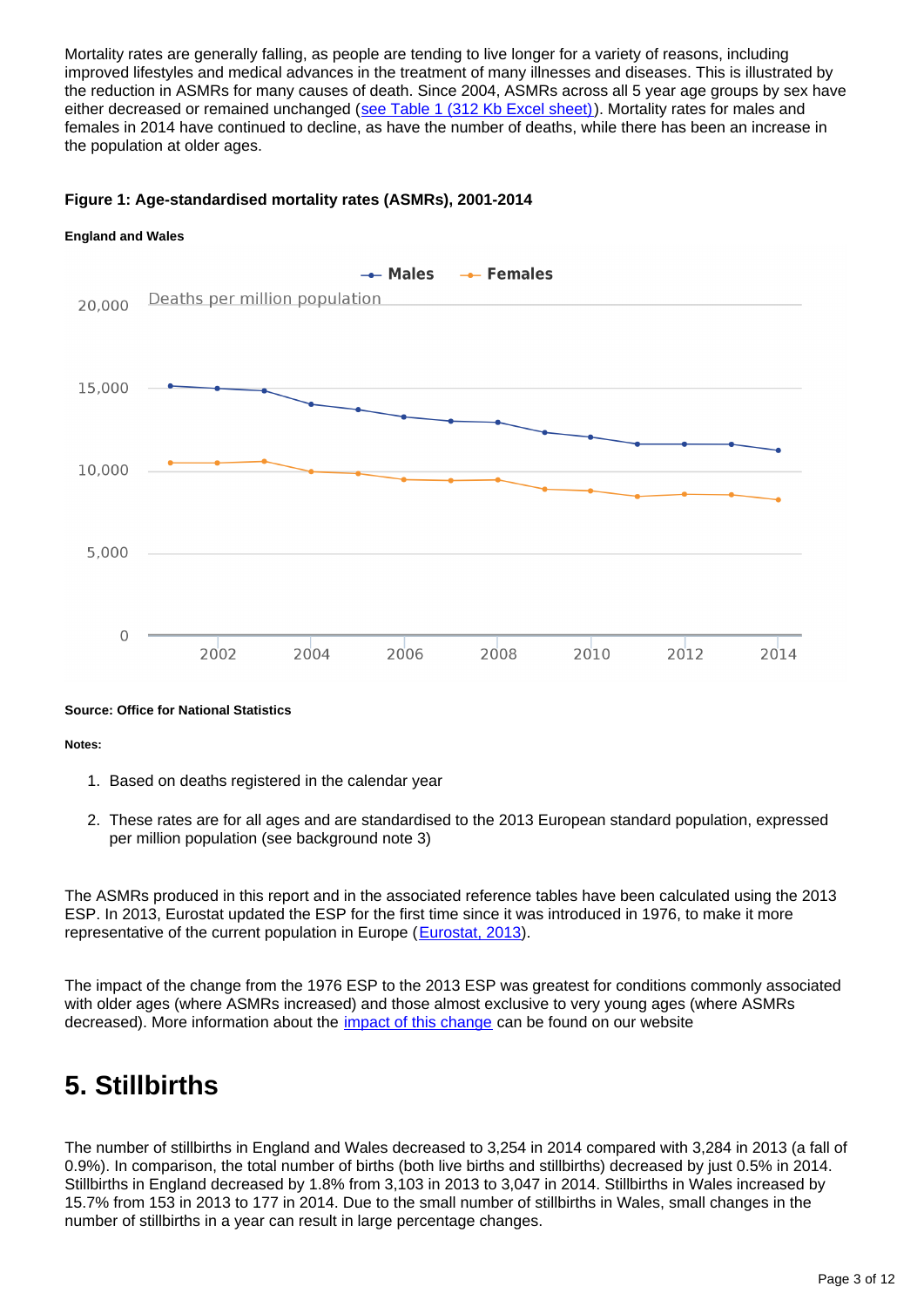Mortality rates are generally falling, as people are tending to live longer for a variety of reasons, including improved lifestyles and medical advances in the treatment of many illnesses and diseases. This is illustrated by the reduction in ASMRs for many causes of death. Since 2004, ASMRs across all 5 year age groups by sex have either decreased or remained unchanged (see Table 1 (312 Kb Excel sheet)). Mortality rates for males and females in 2014 have continued to decline, as have the number of deaths, while there has been an increase in the population at older ages.

**Figure 1: Age-standardised mortality rates (ASMRs), 2001-2014**

**England and Wales**

**Source: Office for National Statistics**

**Notes:**

1. Based on deaths registered in the calendar year

2. These rates are for all ages and are standardised to the 2013 European standard population, expressed per million population (see background note 3)

The ASMRs produced in this report and in the associated reference tables have been calculated using the 2013 ESP. In 2013, Eurostat updated the ESP for the first time since it was introduced in 1976, to make it more representative of the current population in Europe (Eurostat, 2013).

The impact of the change from the 1976 ESP to the 2013 ESP was greatest for conditions commonly associated with older ages (where ASMRs increased) and those almost exclusive to very young ages (where ASMRs decreased). More information about the impact of this change can be found on our website

# 5. Stillbirths

The number of stillbirths in England and Wales decreased to 3,254 in 2014 compared with 3,284 in 2013 (a fall of 0.9%). In comparison, the total number of births (both live births and stillbirths) decreased by just 0.5% in 2014. Stillbirths in England decreased by 1.8% from 3,103 in 2013 to 3,047 in 2014. Stillbirths in Wales increased by 15.7% from 153 in 2013 to 177 in 2014. Due to the small number of stillbirths in Wales, small changes in the number of stillbirths in a year can result in large percentage changes.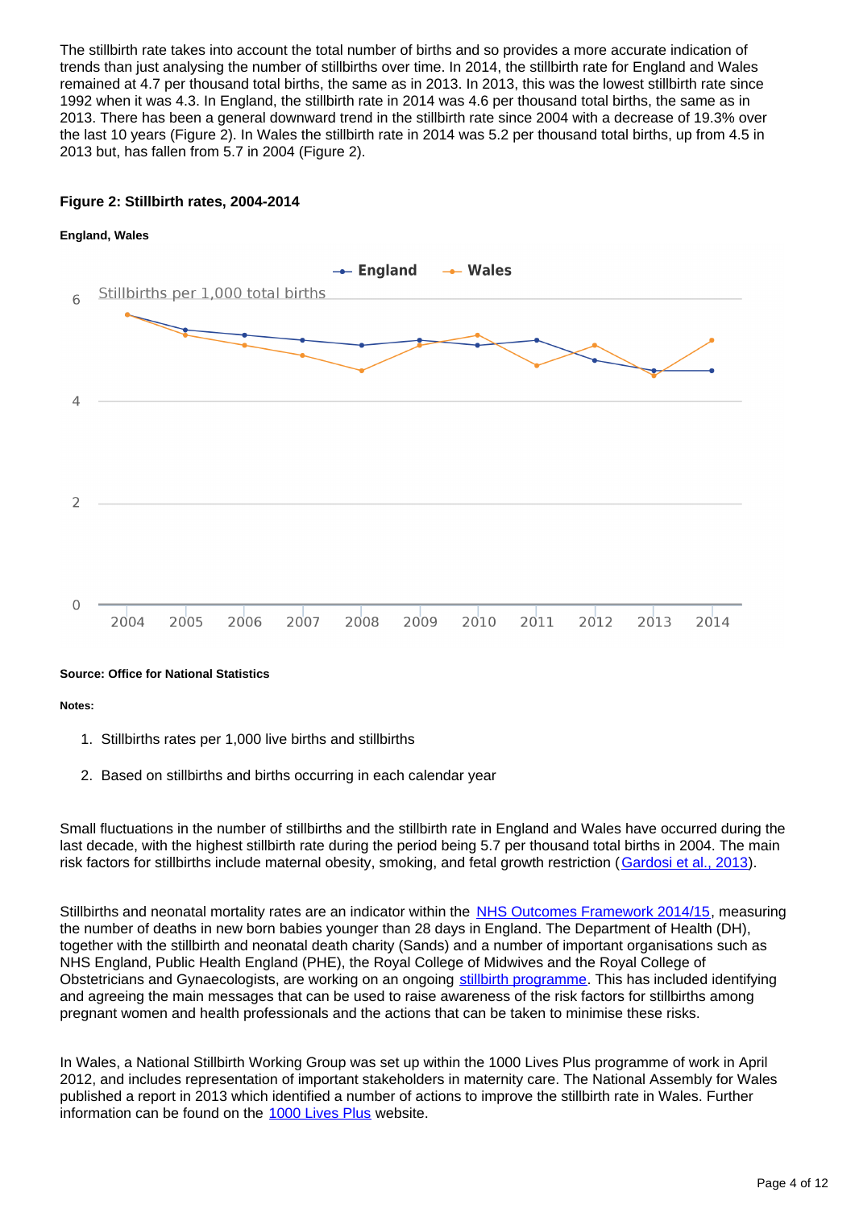The stillbirth rate takes into account the total number of births and so provides a more accurate indication of trends than just analysing the number of stillbirths over time. In 2014, the stillbirth rate for England and Wales remained at 4.7 per thousand total births, the same as in 2013. In 2013, this was the lowest stillbirth rate since 1992 when it was 4.3. In England, the stillbirth rate in 2014 was 4.6 per thousand total births, the same as in 2013. There has been a general downward trend in the stillbirth rate since 2004 with a decrease of 19.3% over the last 10 years (Figure 2). In Wales the stillbirth rate in 2014 was 5.2 per thousand total births, up from 4.5 in 2013 but, has fallen from 5.7 in 2004 (Figure 2).

**Figure 2: Stillbirth rates, 2004-2014**

**England, Wales**

**Source: Office for National Statistics**

**Notes:**

1. Stillbirths rates per 1,000 live births and stillbirths
2. Based on stillbirths and births occurring in each calendar year

Small fluctuations in the number of stillbirths and the stillbirth rate in England and Wales have occurred during the last decade, with the highest stillbirth rate during the period being 5.7 per thousand total births in 2004. The main risk factors for stillbirths include maternal obesity, smoking, and fetal growth restriction (Gardosi et al., 2013).

Stillbirths and neonatal mortality rates are an indicator within the NHS Outcomes Framework 2014/15, measuring the number of deaths in new born babies younger than 28 days in England. The Department of Health (DH), together with the stillbirth and neonatal death charity (Sands) and a number of important organisations such as NHS England, Public Health England (PHE), the Royal College of Midwives and the Royal College of Obstetricians and Gynaecologists, are working on an ongoing stillbirth programme. This has included identifying and agreeing the main messages that can be used to raise awareness of the risk factors for stillbirths among pregnant women and health professionals and the actions that can be taken to minimise these risks.

In Wales, a National Stillbirth Working Group was set up within the 1000 Lives Plus programme of work in April 2012, and includes representation of important stakeholders in maternity care. The National Assembly for Wales published a report in 2013 which identified a number of actions to improve the stillbirth rate in Wales. Further information can be found on the 1000 Lives Plus website.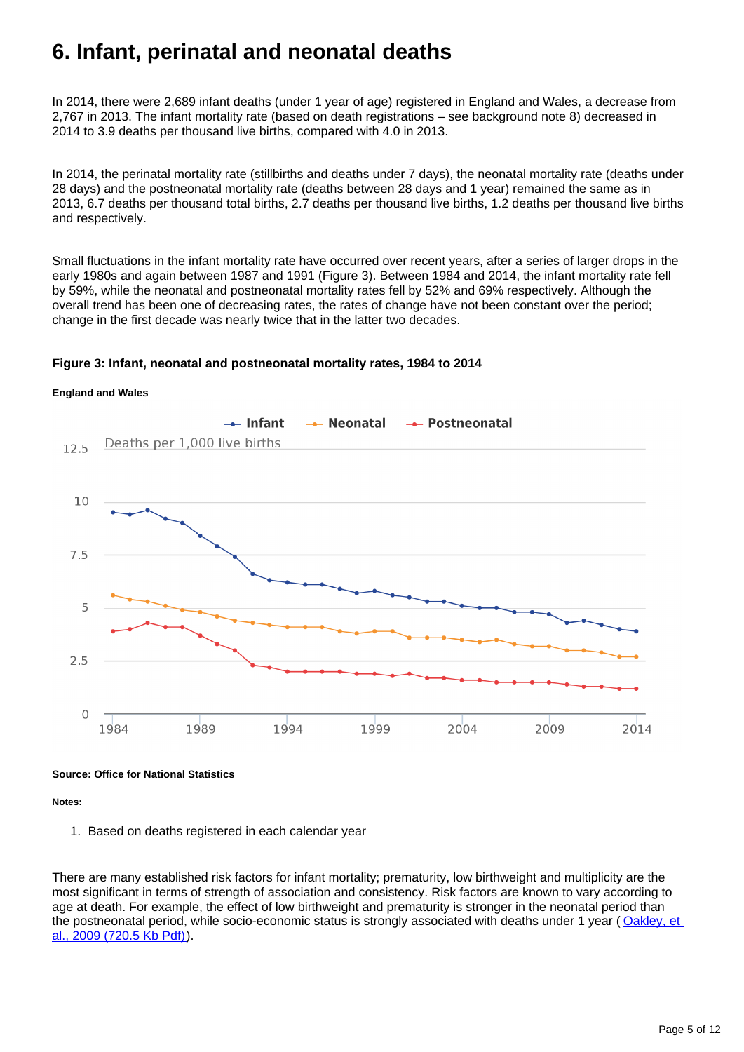# 6. Infant, perinatal and neonatal deaths

In 2014, there were 2,689 infant deaths (under 1 year of age) registered in England and Wales, a decrease from 2,767 in 2013. The infant mortality rate (based on death registrations – see background note 8) decreased in 2014 to 3.9 deaths per thousand live births, compared with 4.0 in 2013.

In 2014, the perinatal mortality rate (stillbirths and deaths under 7 days), the neonatal mortality rate (deaths under 28 days) and the postneonatal mortality rate (deaths between 28 days and 1 year) remained the same as in 2013, 6.7 deaths per thousand total births, 2.7 deaths per thousand live births, 1.2 deaths per thousand live births and respectively.

Small fluctuations in the infant mortality rate have occurred over recent years, after a series of larger drops in the early 1980s and again between 1987 and 1991 (Figure 3). Between 1984 and 2014, the infant mortality rate fell by 59%, while the neonatal and postneonatal mortality rates fell by 52% and 69% respectively. Although the overall trend has been one of decreasing rates, the rates of change have not been constant over the period; change in the first decade was nearly twice that in the latter two decades.

**Figure 3: Infant, neonatal and postneonatal mortality rates, 1984 to 2014**

**England and Wales**

**Source: Office for National Statistics**

**Notes:**

1. Based on deaths registered in each calendar year

There are many established risk factors for infant mortality; prematurity, low birthweight and multiplicity are the most significant in terms of strength of association and consistency. Risk factors are known to vary according to age at death. For example, the effect of low birthweight and prematurity is stronger in the neonatal period than the postneonatal period, while socio-economic status is strongly associated with deaths under 1 year ( Oakley, et al., 2009 (720.5 Kb Pdf)).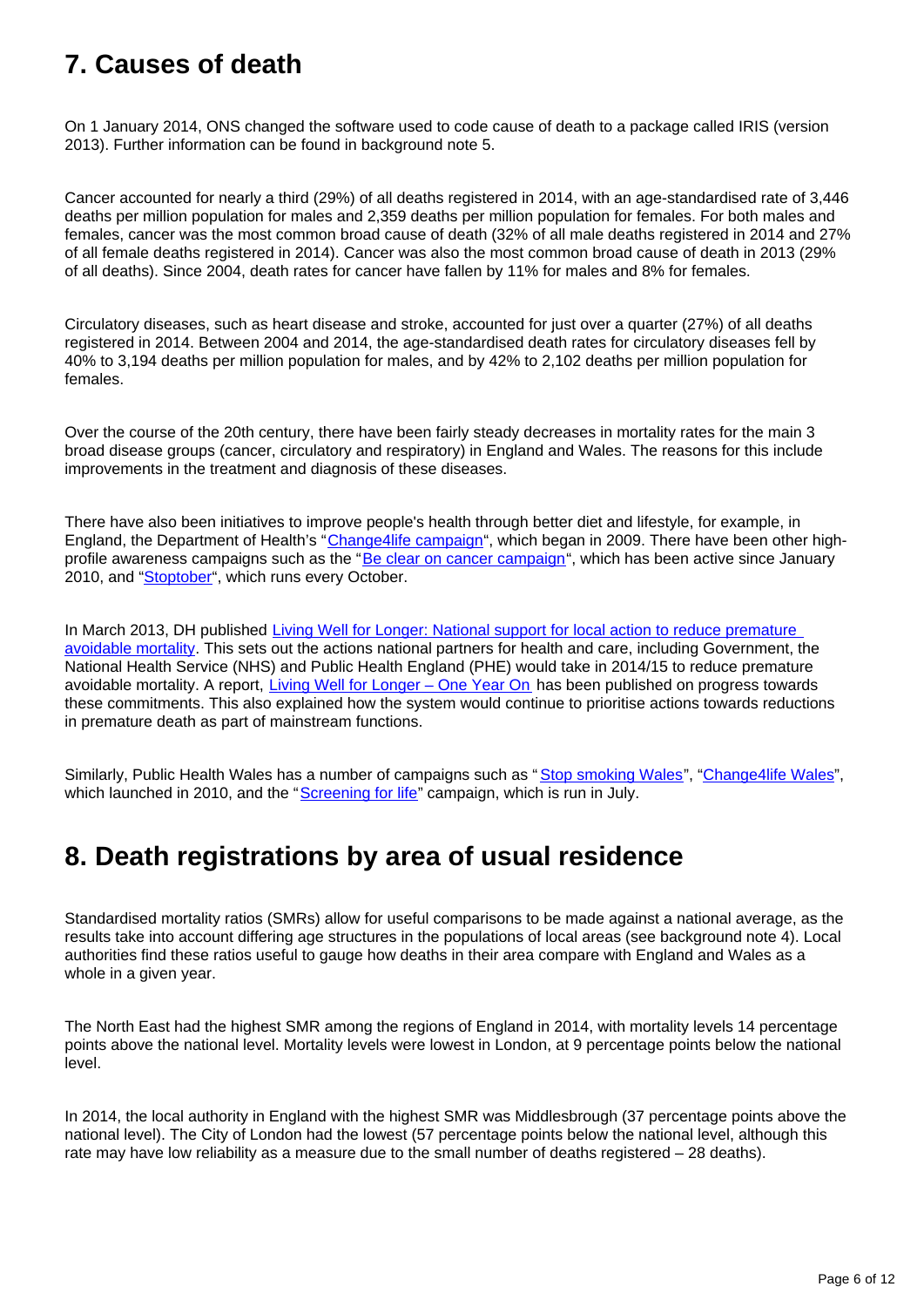## 7. Causes of death

On 1 January 2014, ONS changed the software used to code cause of death to a package called IRIS (version 2013). Further information can be found in background note 5.

Cancer accounted for nearly a third (29%) of all deaths registered in 2014, with an age-standardised rate of 3,446 deaths per million population for males and 2,359 deaths per million population for females. For both males and females, cancer was the most common broad cause of death (32% of all male deaths registered in 2014 and 27% of all female deaths registered in 2014). Cancer was also the most common broad cause of death in 2013 (29% of all deaths). Since 2004, death rates for cancer have fallen by 11% for males and 8% for females.

Circulatory diseases, such as heart disease and stroke, accounted for just over a quarter (27%) of all deaths registered in 2014. Between 2004 and 2014, the age-standardised death rates for circulatory diseases fell by 40% to 3,194 deaths per million population for males, and by 42% to 2,102 deaths per million population for females.

Over the course of the 20th century, there have been fairly steady decreases in mortality rates for the main 3 broad disease groups (cancer, circulatory and respiratory) in England and Wales. The reasons for this include improvements in the treatment and diagnosis of these diseases.

There have also been initiatives to improve people's health through better diet and lifestyle, for example, in England, the Department of Health's "Change4life campaign", which began in 2009. There have been other high-profile awareness campaigns such as the "Be clear on cancer campaign", which has been active since January 2010, and "Stoptober", which runs every October.

In March 2013, DH published Living Well for Longer: National support for local action to reduce premature avoidable mortality. This sets out the actions national partners for health and care, including Government, the National Health Service (NHS) and Public Health England (PHE) would take in 2014/15 to reduce premature avoidable mortality. A report, Living Well for Longer – One Year On has been published on progress towards these commitments. This also explained how the system would continue to prioritise actions towards reductions in premature death as part of mainstream functions.

Similarly, Public Health Wales has a number of campaigns such as "Stop smoking Wales", "Change4life Wales", which launched in 2010, and the "Screening for life" campaign, which is run in July.

## 8. Death registrations by area of usual residence

Standardised mortality ratios (SMRs) allow for useful comparisons to be made against a national average, as the results take into account differing age structures in the populations of local areas (see background note 4). Local authorities find these ratios useful to gauge how deaths in their area compare with England and Wales as a whole in a given year.

The North East had the highest SMR among the regions of England in 2014, with mortality levels 14 percentage points above the national level. Mortality levels were lowest in London, at 9 percentage points below the national level.

In 2014, the local authority in England with the highest SMR was Middlesbrough (37 percentage points above the national level). The City of London had the lowest (57 percentage points below the national level, although this rate may have low reliability as a measure due to the small number of deaths registered – 28 deaths).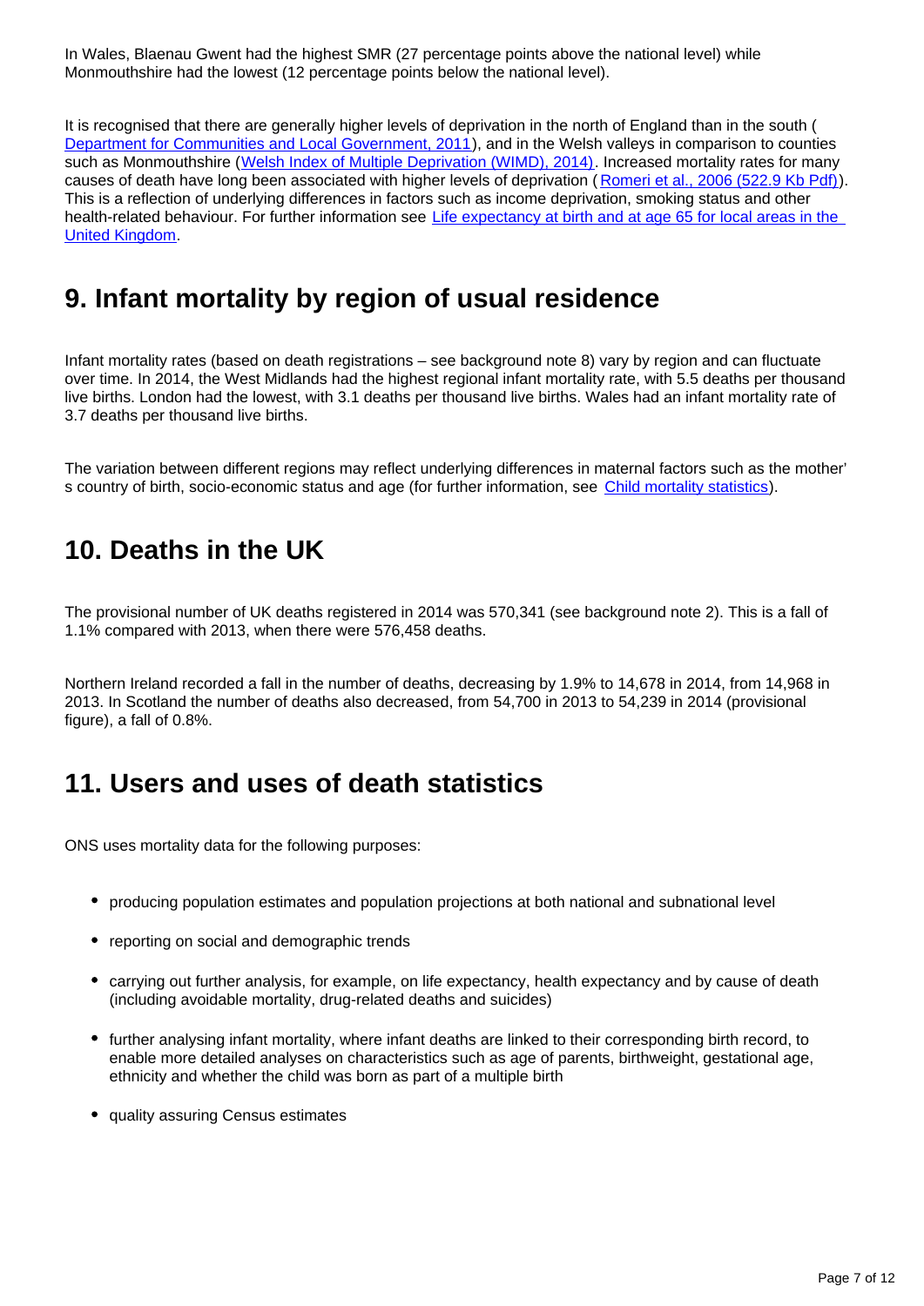In Wales, Blaenau Gwent had the highest SMR (27 percentage points above the national level) while Monmouthshire had the lowest (12 percentage points below the national level).

It is recognised that there are generally higher levels of deprivation in the north of England than in the south (Department for Communities and Local Government, 2011), and in the Welsh valleys in comparison to counties such as Monmouthshire (Welsh Index of Multiple Deprivation (WIMD), 2014). Increased mortality rates for many causes of death have long been associated with higher levels of deprivation (Romeri et al., 2006 (522.9 Kb Pdf)). This is a reflection of underlying differences in factors such as income deprivation, smoking status and other health-related behaviour. For further information see Life expectancy at birth and at age 65 for local areas in the United Kingdom.

## 9. Infant mortality by region of usual residence

Infant mortality rates (based on death registrations – see background note 8) vary by region and can fluctuate over time. In 2014, the West Midlands had the highest regional infant mortality rate, with 5.5 deaths per thousand live births. London had the lowest, with 3.1 deaths per thousand live births. Wales had an infant mortality rate of 3.7 deaths per thousand live births.

The variation between different regions may reflect underlying differences in maternal factors such as the mother's country of birth, socio-economic status and age (for further information, see Child mortality statistics).

## 10. Deaths in the UK

The provisional number of UK deaths registered in 2014 was 570,341 (see background note 2). This is a fall of 1.1% compared with 2013, when there were 576,458 deaths.

Northern Ireland recorded a fall in the number of deaths, decreasing by 1.9% to 14,678 in 2014, from 14,968 in 2013. In Scotland the number of deaths also decreased, from 54,700 in 2013 to 54,239 in 2014 (provisional figure), a fall of 0.8%.

## 11. Users and uses of death statistics

ONS uses mortality data for the following purposes:

- producing population estimates and population projections at both national and subnational level
- reporting on social and demographic trends
- carrying out further analysis, for example, on life expectancy, health expectancy and by cause of death (including avoidable mortality, drug-related deaths and suicides)
- further analysing infant mortality, where infant deaths are linked to their corresponding birth record, to enable more detailed analyses on characteristics such as age of parents, birthweight, gestational age, ethnicity and whether the child was born as part of a multiple birth
- quality assuring Census estimates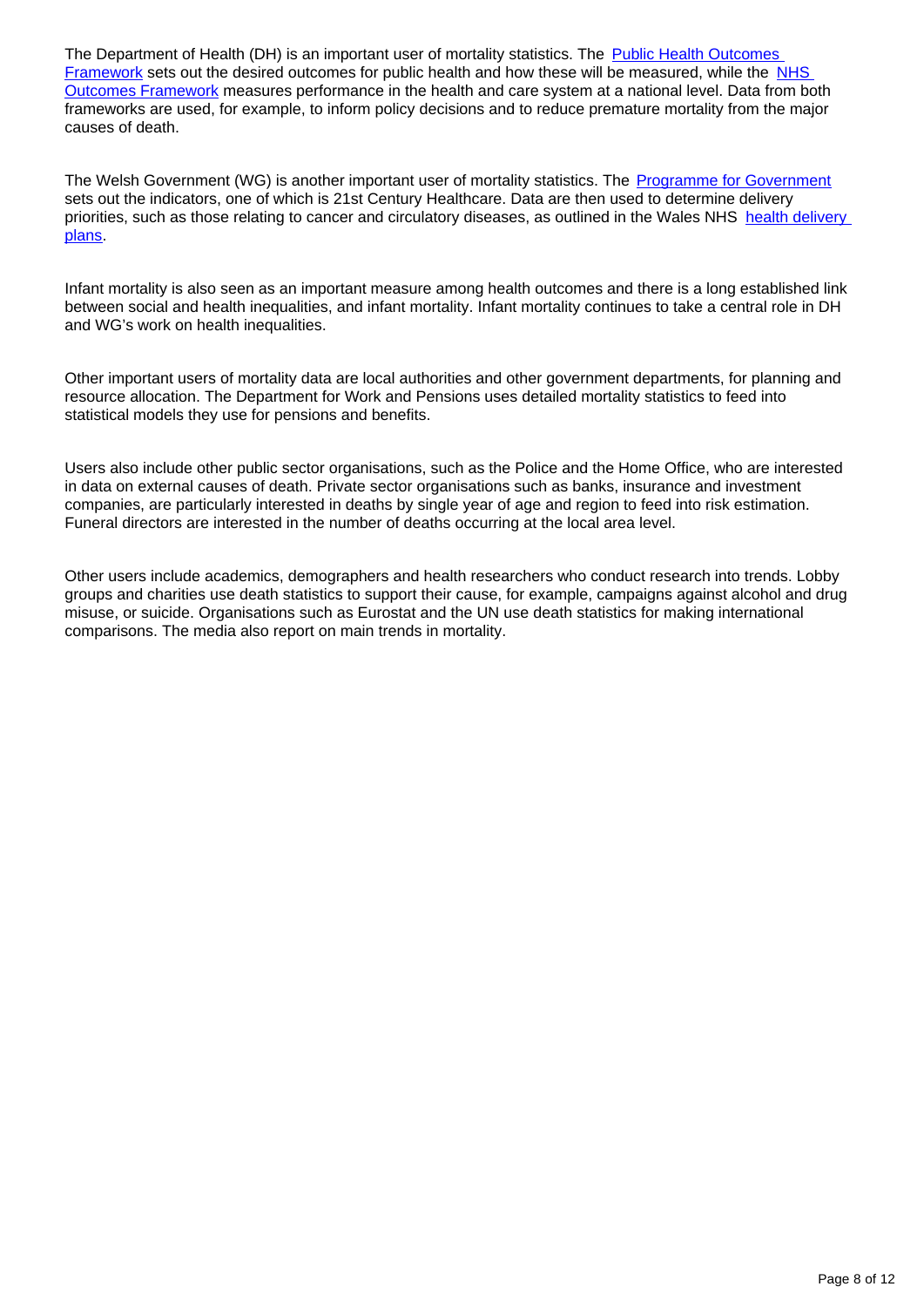The Department of Health (DH) is an important user of mortality statistics. The Public Health Outcomes Framework sets out the desired outcomes for public health and how these will be measured, while the NHS Outcomes Framework measures performance in the health and care system at a national level. Data from both frameworks are used, for example, to inform policy decisions and to reduce premature mortality from the major causes of death.

The Welsh Government (WG) is another important user of mortality statistics. The Programme for Government sets out the indicators, one of which is 21st Century Healthcare. Data are then used to determine delivery priorities, such as those relating to cancer and circulatory diseases, as outlined in the Wales NHS health delivery plans.

Infant mortality is also seen as an important measure among health outcomes and there is a long established link between social and health inequalities, and infant mortality. Infant mortality continues to take a central role in DH and WG's work on health inequalities.

Other important users of mortality data are local authorities and other government departments, for planning and resource allocation. The Department for Work and Pensions uses detailed mortality statistics to feed into statistical models they use for pensions and benefits.

Users also include other public sector organisations, such as the Police and the Home Office, who are interested in data on external causes of death. Private sector organisations such as banks, insurance and investment companies, are particularly interested in deaths by single year of age and region to feed into risk estimation. Funeral directors are interested in the number of deaths occurring at the local area level.

Other users include academics, demographers and health researchers who conduct research into trends. Lobby groups and charities use death statistics to support their cause, for example, campaigns against alcohol and drug misuse, or suicide. Organisations such as Eurostat and the UN use death statistics for making international comparisons. The media also report on main trends in mortality.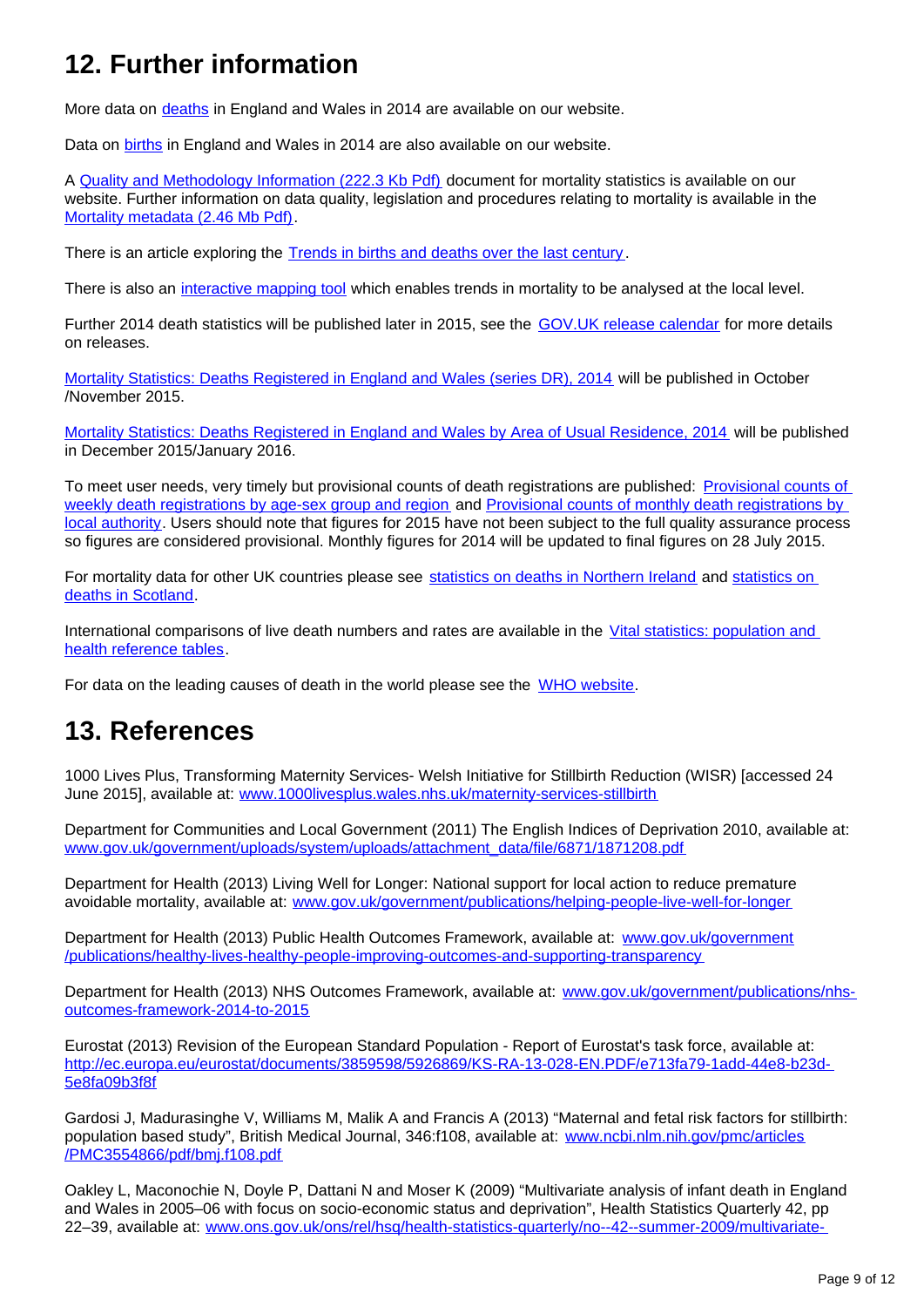## 12. Further information

More data on deaths in England and Wales in 2014 are available on our website.

Data on births in England and Wales in 2014 are also available on our website.

A Quality and Methodology Information (222.3 Kb Pdf) document for mortality statistics is available on our website. Further information on data quality, legislation and procedures relating to mortality is available in the Mortality metadata (2.46 Mb Pdf).

There is an article exploring the Trends in births and deaths over the last century.

There is also an interactive mapping tool which enables trends in mortality to be analysed at the local level.

Further 2014 death statistics will be published later in 2015, see the GOV.UK release calendar for more details on releases.

Mortality Statistics: Deaths Registered in England and Wales (series DR), 2014 will be published in October /November 2015.

Mortality Statistics: Deaths Registered in England and Wales by Area of Usual Residence, 2014 will be published in December 2015/January 2016.

To meet user needs, very timely but provisional counts of death registrations are published: Provisional counts of weekly death registrations by age-sex group and region and Provisional counts of monthly death registrations by local authority. Users should note that figures for 2015 have not been subject to the full quality assurance process so figures are considered provisional. Monthly figures for 2014 will be updated to final figures on 28 July 2015.

For mortality data for other UK countries please see statistics on deaths in Northern Ireland and statistics on deaths in Scotland.

International comparisons of live death numbers and rates are available in the Vital statistics: population and health reference tables.

For data on the leading causes of death in the world please see the WHO website.

## 13. References

1000 Lives Plus, Transforming Maternity Services- Welsh Initiative for Stillbirth Reduction (WISR) [accessed 24 June 2015], available at: www.1000livesplus.wales.nhs.uk/maternity-services-stillbirth

Department for Communities and Local Government (2011) The English Indices of Deprivation 2010, available at: www.gov.uk/government/uploads/system/uploads/attachment_data/file/6871/1871208.pdf

Department for Health (2013) Living Well for Longer: National support for local action to reduce premature avoidable mortality, available at: www.gov.uk/government/publications/helping-people-live-well-for-longer

Department for Health (2013) Public Health Outcomes Framework, available at: www.gov.uk/government /publications/healthy-lives-healthy-people-improving-outcomes-and-supporting-transparency

Department for Health (2013) NHS Outcomes Framework, available at: www.gov.uk/government/publications/nhs-outcomes-framework-2014-to-2015

Eurostat (2013) Revision of the European Standard Population - Report of Eurostat's task force, available at: http://ec.europa.eu/eurostat/documents/3859598/5926869/KS-RA-13-028-EN.PDF/e713fa79-1add-44e8-b23d-5e8fa09b3f8f

Gardosi J, Madurasinghe V, Williams M, Malik A and Francis A (2013) "Maternal and fetal risk factors for stillbirth: population based study", British Medical Journal, 346:f108, available at: www.ncbi.nlm.nih.gov/pmc/articles /PMC3554866/pdf/bmj.f108.pdf

Oakley L, Maconochie N, Doyle P, Dattani N and Moser K (2009) "Multivariate analysis of infant death in England and Wales in 2005–06 with focus on socio-economic status and deprivation", Health Statistics Quarterly 42, pp 22–39, available at: www.ons.gov.uk/ons/rel/hsq/health-statistics-quarterly/no--42--summer-2009/multivariate-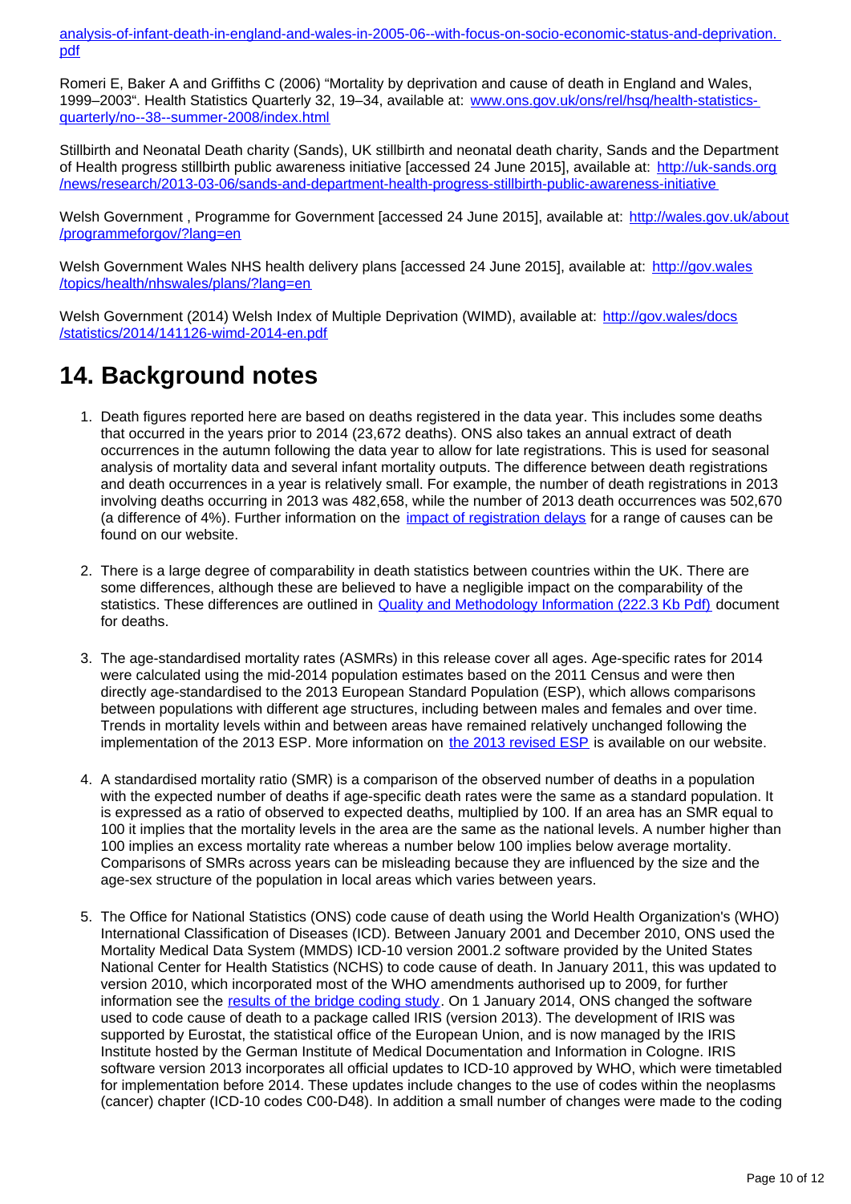[analysis-of-infant-death-in-england-and-wales-in-2005-06--with-focus-on-socio-economic-status-and-deprivation.pdf](analysis-of-infant-death-in-england-and-wales-in-2005-06--with-focus-on-socio-economic-status-and-deprivation.pdf)

Romeri E, Baker A and Griffiths C (2006) "Mortality by deprivation and cause of death in England and Wales, 1999–2003". Health Statistics Quarterly 32, 19–34, available at: [www.ons.gov.uk/ons/rel/hsq/health-statistics-quarterly/no--38--summer-2008/index.html](www.ons.gov.uk/ons/rel/hsq/health-statistics-quarterly/no--38--summer-2008/index.html)

Stillbirth and Neonatal Death charity (Sands), UK stillbirth and neonatal death charity, Sands and the Department of Health progress stillbirth public awareness initiative [accessed 24 June 2015], available at: [http://uk-sands.org/news/research/2013-03-06/sands-and-department-health-progress-stillbirth-public-awareness-initiative](http://uk-sands.org/news/research/2013-03-06/sands-and-department-health-progress-stillbirth-public-awareness-initiative)

Welsh Government , Programme for Government [accessed 24 June 2015], available at: [http://wales.gov.uk/about/programmeforgov/?lang=en](http://wales.gov.uk/about/programmeforgov/?lang=en)

Welsh Government Wales NHS health delivery plans [accessed 24 June 2015], available at: [http://gov.wales/topics/health/nhswales/plans/?lang=en](http://gov.wales/topics/health/nhswales/plans/?lang=en)

Welsh Government (2014) Welsh Index of Multiple Deprivation (WIMD), available at: [http://gov.wales/docs/statistics/2014/141126-wimd-2014-en.pdf](http://gov.wales/docs/statistics/2014/141126-wimd-2014-en.pdf)

# 14. Background notes

1. Death figures reported here are based on deaths registered in the data year. This includes some deaths that occurred in the years prior to 2014 (23,672 deaths). ONS also takes an annual extract of death occurrences in the autumn following the data year to allow for late registrations. This is used for seasonal analysis of mortality data and several infant mortality outputs. The difference between death registrations and death occurrences in a year is relatively small. For example, the number of death registrations in 2013 involving deaths occurring in 2013 was 482,658, while the number of 2013 death occurrences was 502,670 (a difference of 4%). Further information on the impact of registration delays for a range of causes can be found on our website.

2. There is a large degree of comparability in death statistics between countries within the UK. There are some differences, although these are believed to have a negligible impact on the comparability of the statistics. These differences are outlined in Quality and Methodology Information (222.3 Kb Pdf) document for deaths.

3. The age-standardised mortality rates (ASMRs) in this release cover all ages. Age-specific rates for 2014 were calculated using the mid-2014 population estimates based on the 2011 Census and were then directly age-standardised to the 2013 European Standard Population (ESP), which allows comparisons between populations with different age structures, including between males and females and over time. Trends in mortality levels within and between areas have remained relatively unchanged following the implementation of the 2013 ESP. More information on the 2013 revised ESP is available on our website.

4. A standardised mortality ratio (SMR) is a comparison of the observed number of deaths in a population with the expected number of deaths if age-specific death rates were the same as a standard population. It is expressed as a ratio of observed to expected deaths, multiplied by 100. If an area has an SMR equal to 100 it implies that the mortality levels in the area are the same as the national levels. A number higher than 100 implies an excess mortality rate whereas a number below 100 implies below average mortality. Comparisons of SMRs across years can be misleading because they are influenced by the size and the age-sex structure of the population in local areas which varies between years.

5. The Office for National Statistics (ONS) code cause of death using the World Health Organization's (WHO) International Classification of Diseases (ICD). Between January 2001 and December 2010, ONS used the Mortality Medical Data System (MMDS) ICD-10 version 2001.2 software provided by the United States National Center for Health Statistics (NCHS) to code cause of death. In January 2011, this was updated to version 2010, which incorporated most of the WHO amendments authorised up to 2009, for further information see the results of the bridge coding study. On 1 January 2014, ONS changed the software used to code cause of death to a package called IRIS (version 2013). The development of IRIS was supported by Eurostat, the statistical office of the European Union, and is now managed by the IRIS Institute hosted by the German Institute of Medical Documentation and Information in Cologne. IRIS software version 2013 incorporates all official updates to ICD-10 approved by WHO, which were timetabled for implementation before 2014. These updates include changes to the use of codes within the neoplasms (cancer) chapter (ICD-10 codes C00-D48). In addition a small number of changes were made to the coding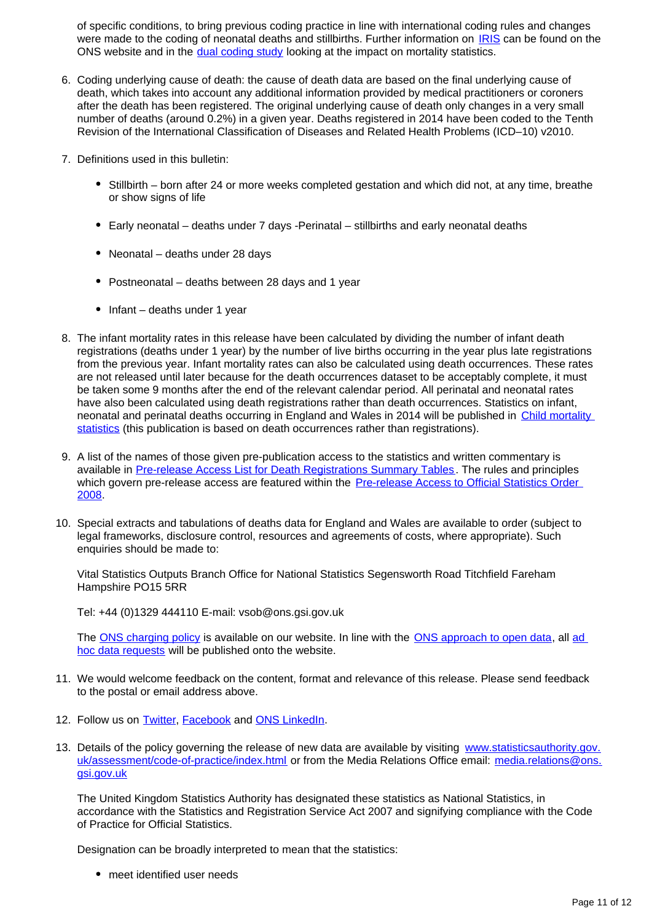of specific conditions, to bring previous coding practice in line with international coding rules and changes were made to the coding of neonatal deaths and stillbirths. Further information on IRIS can be found on the ONS website and in the dual coding study looking at the impact on mortality statistics.

6. Coding underlying cause of death: the cause of death data are based on the final underlying cause of death, which takes into account any additional information provided by medical practitioners or coroners after the death has been registered. The original underlying cause of death only changes in a very small number of deaths (around 0.2%) in a given year. Deaths registered in 2014 have been coded to the Tenth Revision of the International Classification of Diseases and Related Health Problems (ICD–10) v2010.

7. Definitions used in this bulletin:

    - Stillbirth – born after 24 or more weeks completed gestation and which did not, at any time, breathe or show signs of life
    - Early neonatal – deaths under 7 days -Perinatal – stillbirths and early neonatal deaths
    - Neonatal – deaths under 28 days
    - Postneonatal – deaths between 28 days and 1 year
    - Infant – deaths under 1 year

8. The infant mortality rates in this release have been calculated by dividing the number of infant death registrations (deaths under 1 year) by the number of live births occurring in the year plus late registrations from the previous year. Infant mortality rates can also be calculated using death occurrences. These rates are not released until later because for the death occurrences dataset to be acceptably complete, it must be taken some 9 months after the end of the relevant calendar period. All perinatal and neonatal rates have also been calculated using death registrations rather than death occurrences. Statistics on infant, neonatal and perinatal deaths occurring in England and Wales in 2014 will be published in Child mortality statistics (this publication is based on death occurrences rather than registrations).

9. A list of the names of those given pre-publication access to the statistics and written commentary is available in Pre-release Access List for Death Registrations Summary Tables. The rules and principles which govern pre-release access are featured within the Pre-release Access to Official Statistics Order 2008.

10. Special extracts and tabulations of deaths data for England and Wales are available to order (subject to legal frameworks, disclosure control, resources and agreements of costs, where appropriate). Such enquiries should be made to:

    Vital Statistics Outputs Branch Office for National Statistics Segensworth Road Titchfield Fareham Hampshire PO15 5RR

    Tel: +44 (0)1329 444110 E-mail: vsob@ons.gsi.gov.uk

    The ONS charging policy is available on our website. In line with the ONS approach to open data, all ad hoc data requests will be published onto the website.

11. We would welcome feedback on the content, format and relevance of this release. Please send feedback to the postal or email address above.

12. Follow us on Twitter, Facebook and ONS LinkedIn.

13. Details of the policy governing the release of new data are available by visiting www.statisticsauthority.gov.uk/assessment/code-of-practice/index.html or from the Media Relations Office email: media.relations@ons.gsi.gov.uk

    The United Kingdom Statistics Authority has designated these statistics as National Statistics, in accordance with the Statistics and Registration Service Act 2007 and signifying compliance with the Code of Practice for Official Statistics.

    Designation can be broadly interpreted to mean that the statistics:

    - meet identified user needs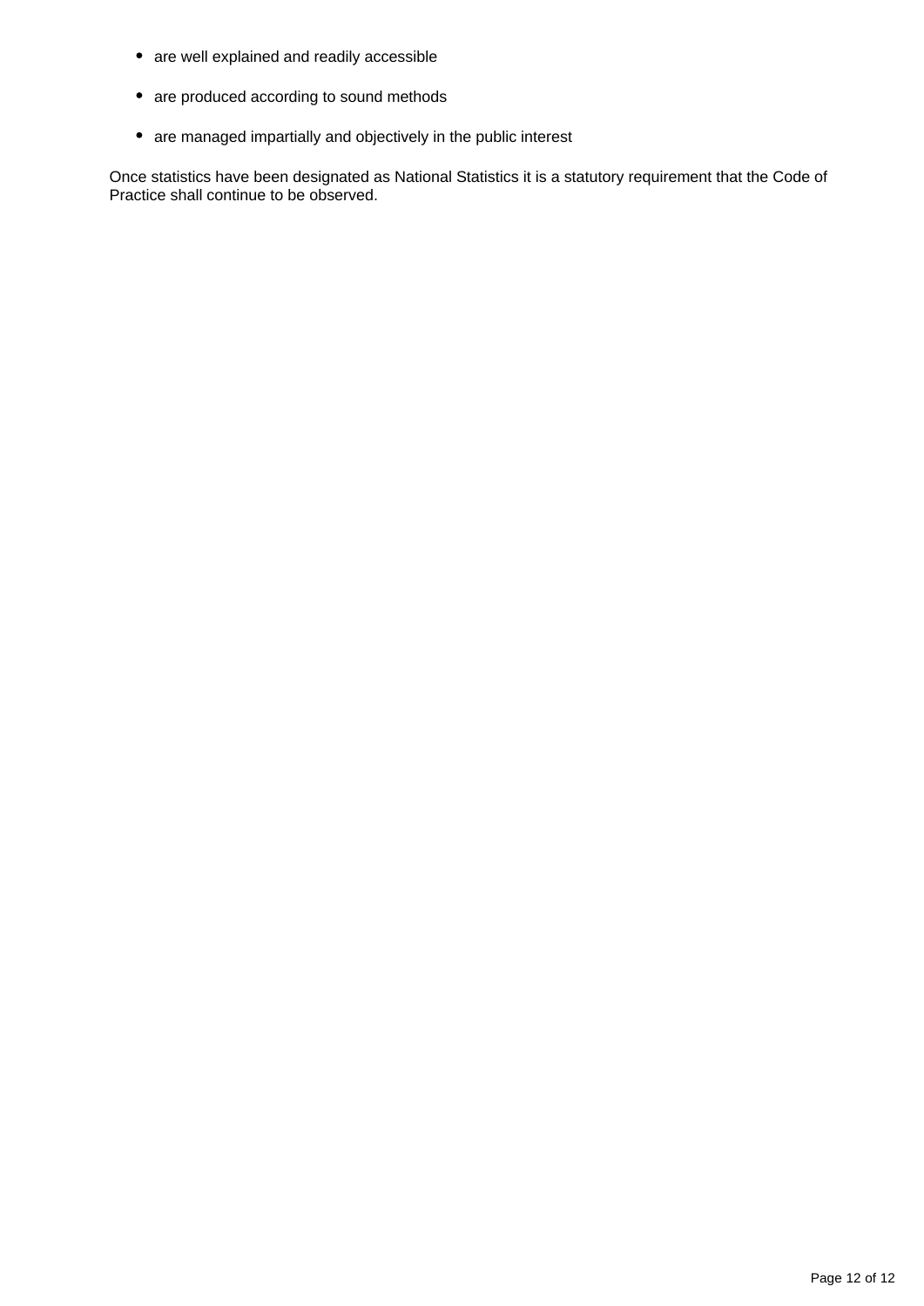- are well explained and readily accessible
- are produced according to sound methods
- are managed impartially and objectively in the public interest

Once statistics have been designated as National Statistics it is a statutory requirement that the Code of Practice shall continue to be observed.